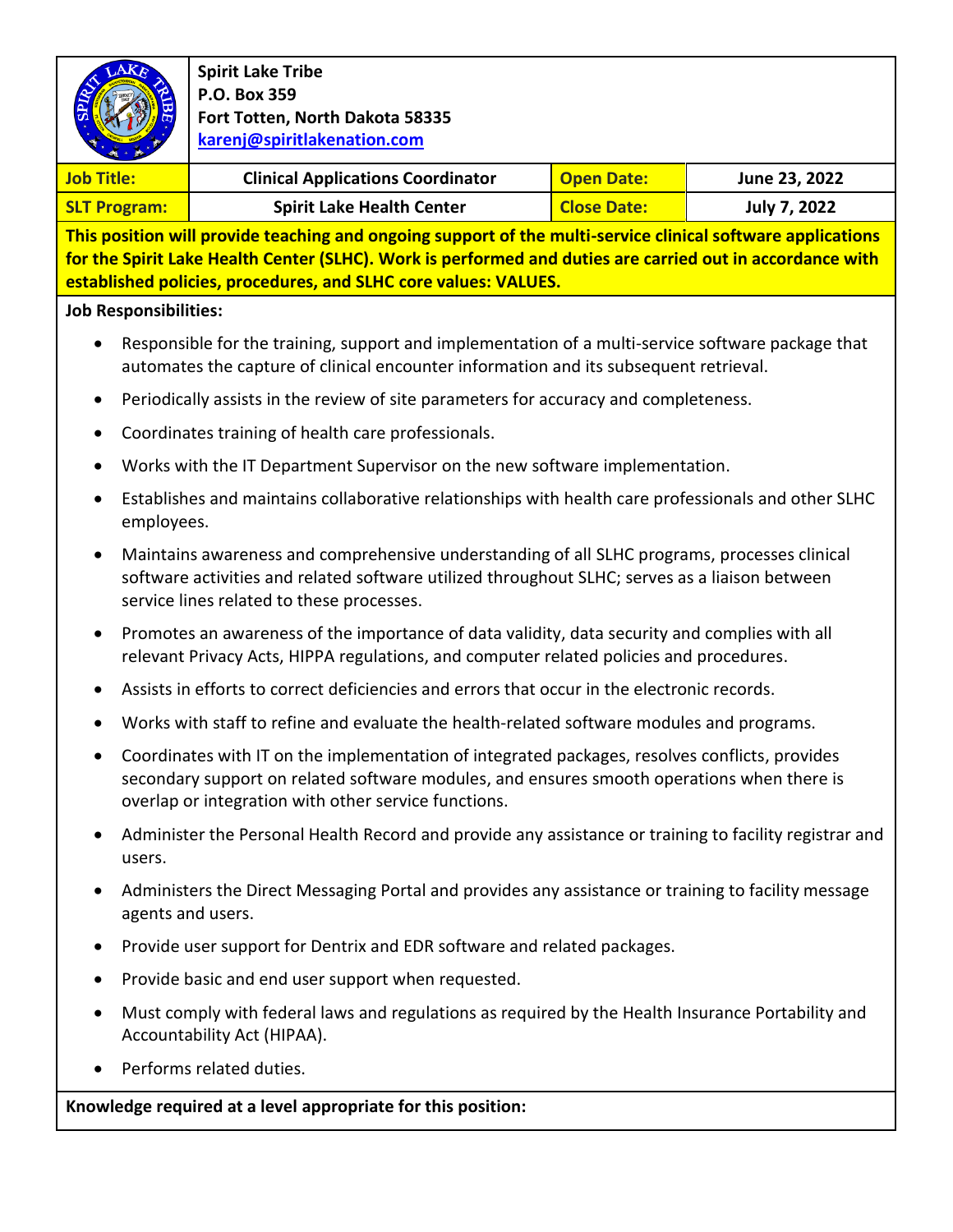**Spirit Lake Tribe**
**P.O. Box 359**
**Fort Totten, North Dakota 58335**
**karenj@spiritlakenation.com**

| **Job Title:** | **Clinical Applications Coordinator** | **Open Date:** | **June 23, 2022** |
|---|---|---|---|
| **SLT Program:** | **Spirit Lake Health Center** | **Close Date:** | **July 7, 2022** |

**This position will provide teaching and ongoing support of the multi-service clinical software applications for the Spirit Lake Health Center (SLHC). Work is performed and duties are carried out in accordance with established policies, procedures, and SLHC core values: VALUES.**

**Job Responsibilities:**

- Responsible for the training, support and implementation of a multi-service software package that automates the capture of clinical encounter information and its subsequent retrieval.
- Periodically assists in the review of site parameters for accuracy and completeness.
- Coordinates training of health care professionals.
- Works with the IT Department Supervisor on the new software implementation.
- Establishes and maintains collaborative relationships with health care professionals and other SLHC employees.
- Maintains awareness and comprehensive understanding of all SLHC programs, processes clinical software activities and related software utilized throughout SLHC; serves as a liaison between service lines related to these processes.
- Promotes an awareness of the importance of data validity, data security and complies with all relevant Privacy Acts, HIPPA regulations, and computer related policies and procedures.
- Assists in efforts to correct deficiencies and errors that occur in the electronic records.
- Works with staff to refine and evaluate the health-related software modules and programs.
- Coordinates with IT on the implementation of integrated packages, resolves conflicts, provides secondary support on related software modules, and ensures smooth operations when there is overlap or integration with other service functions.
- Administer the Personal Health Record and provide any assistance or training to facility registrar and users.
- Administers the Direct Messaging Portal and provides any assistance or training to facility message agents and users.
- Provide user support for Dentrix and EDR software and related packages.
- Provide basic and end user support when requested.
- Must comply with federal laws and regulations as required by the Health Insurance Portability and Accountability Act (HIPAA).
- Performs related duties.

**Knowledge required at a level appropriate for this position:**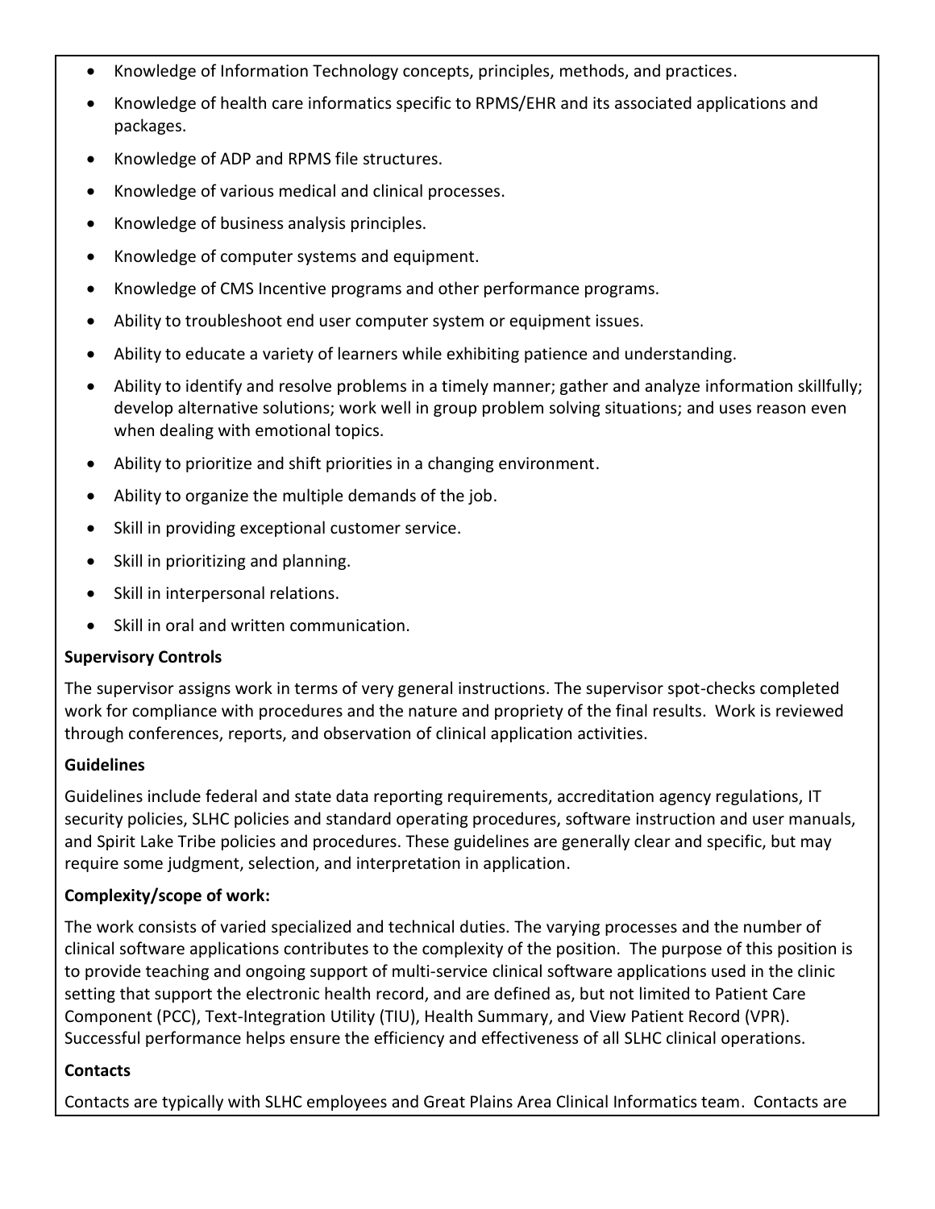- Knowledge of Information Technology concepts, principles, methods, and practices.
- Knowledge of health care informatics specific to RPMS/EHR and its associated applications and packages.
- Knowledge of ADP and RPMS file structures.
- Knowledge of various medical and clinical processes.
- Knowledge of business analysis principles.
- Knowledge of computer systems and equipment.
- Knowledge of CMS Incentive programs and other performance programs.
- Ability to troubleshoot end user computer system or equipment issues.
- Ability to educate a variety of learners while exhibiting patience and understanding.
- Ability to identify and resolve problems in a timely manner; gather and analyze information skillfully; develop alternative solutions; work well in group problem solving situations; and uses reason even when dealing with emotional topics.
- Ability to prioritize and shift priorities in a changing environment.
- Ability to organize the multiple demands of the job.
- Skill in providing exceptional customer service.
- Skill in prioritizing and planning.
- Skill in interpersonal relations.
- Skill in oral and written communication.

**Supervisory Controls**

The supervisor assigns work in terms of very general instructions. The supervisor spot-checks completed work for compliance with procedures and the nature and propriety of the final results. Work is reviewed through conferences, reports, and observation of clinical application activities.

**Guidelines**

Guidelines include federal and state data reporting requirements, accreditation agency regulations, IT security policies, SLHC policies and standard operating procedures, software instruction and user manuals, and Spirit Lake Tribe policies and procedures. These guidelines are generally clear and specific, but may require some judgment, selection, and interpretation in application.

**Complexity/scope of work:**

The work consists of varied specialized and technical duties. The varying processes and the number of clinical software applications contributes to the complexity of the position. The purpose of this position is to provide teaching and ongoing support of multi-service clinical software applications used in the clinic setting that support the electronic health record, and are defined as, but not limited to Patient Care Component (PCC), Text-Integration Utility (TIU), Health Summary, and View Patient Record (VPR). Successful performance helps ensure the efficiency and effectiveness of all SLHC clinical operations.

**Contacts**

Contacts are typically with SLHC employees and Great Plains Area Clinical Informatics team. Contacts are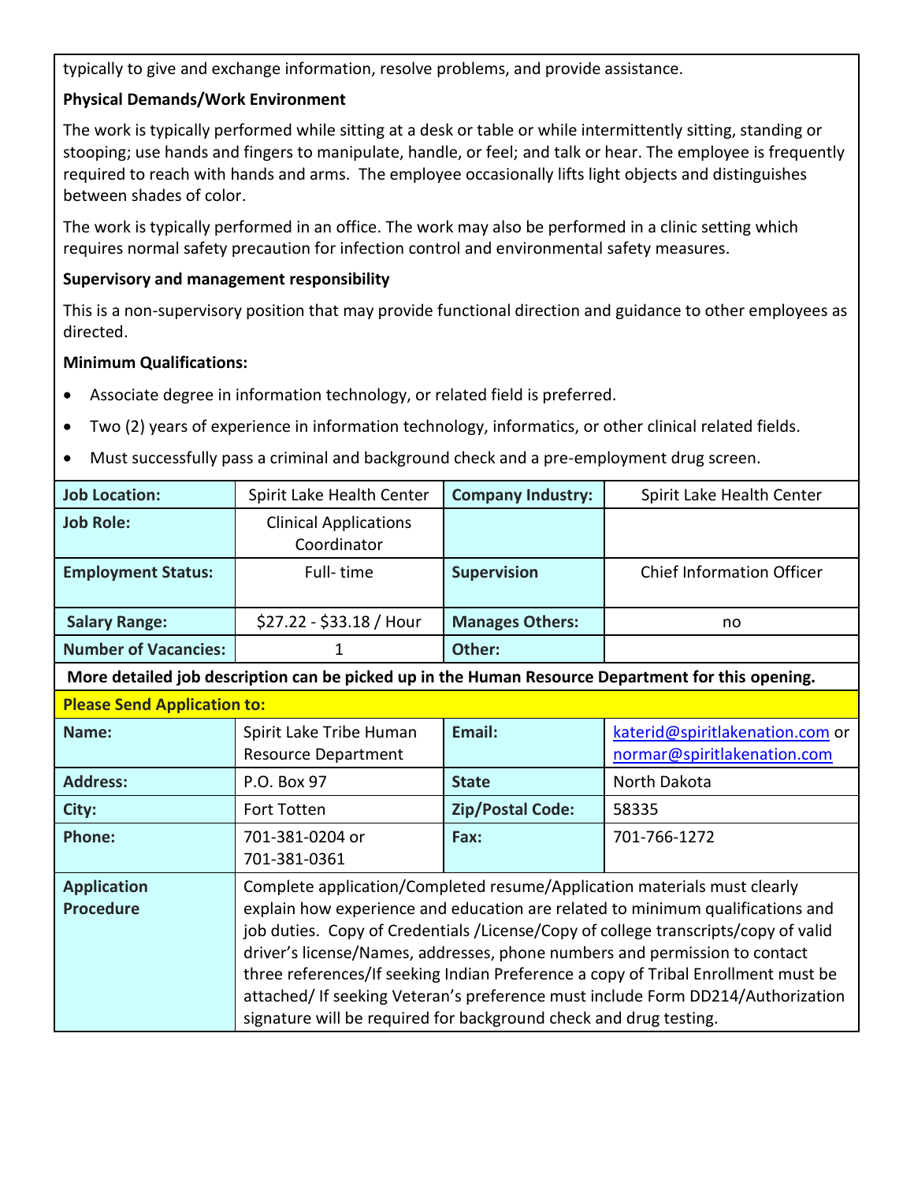typically to give and exchange information, resolve problems, and provide assistance.

**Physical Demands/Work Environment**

The work is typically performed while sitting at a desk or table or while intermittently sitting, standing or stooping; use hands and fingers to manipulate, handle, or feel; and talk or hear. The employee is frequently required to reach with hands and arms. The employee occasionally lifts light objects and distinguishes between shades of color.

The work is typically performed in an office. The work may also be performed in a clinic setting which requires normal safety precaution for infection control and environmental safety measures.

**Supervisory and management responsibility**

This is a non-supervisory position that may provide functional direction and guidance to other employees as directed.

**Minimum Qualifications:**

- Associate degree in information technology, or related field is preferred.
- Two (2) years of experience in information technology, informatics, or other clinical related fields.
- Must successfully pass a criminal and background check and a pre-employment drug screen.

| | | | |
|---|---|---|---|
| **Job Location:** | Spirit Lake Health Center | **Company Industry:** | Spirit Lake Health Center |
| **Job Role:** | Clinical Applications Coordinator | | |
| **Employment Status:** | Full- time | **Supervision** | Chief Information Officer |
| **Salary Range:** | $27.22 - $33.18 / Hour | **Manages Others:** | no |
| **Number of Vacancies:** | 1 | **Other:** | |
| **More detailed job description can be picked up in the Human Resource Department for this opening.** | | | |
| **Please Send Application to:** | | | |
| **Name:** | Spirit Lake Tribe Human Resource Department | **Email:** | katerid@spiritlakenation.com or normar@spiritlakenation.com |
| **Address:** | P.O. Box 97 | **State** | North Dakota |
| **City:** | Fort Totten | **Zip/Postal Code:** | 58335 |
| **Phone:** | 701-381-0204 or 701-381-0361 | **Fax:** | 701-766-1272 |
| **Application Procedure** | Complete application/Completed resume/Application materials must clearly explain how experience and education are related to minimum qualifications and job duties. Copy of Credentials /License/Copy of college transcripts/copy of valid driver's license/Names, addresses, phone numbers and permission to contact three references/If seeking Indian Preference a copy of Tribal Enrollment must be attached/ If seeking Veteran's preference must include Form DD214/Authorization signature will be required for background check and drug testing. | | |